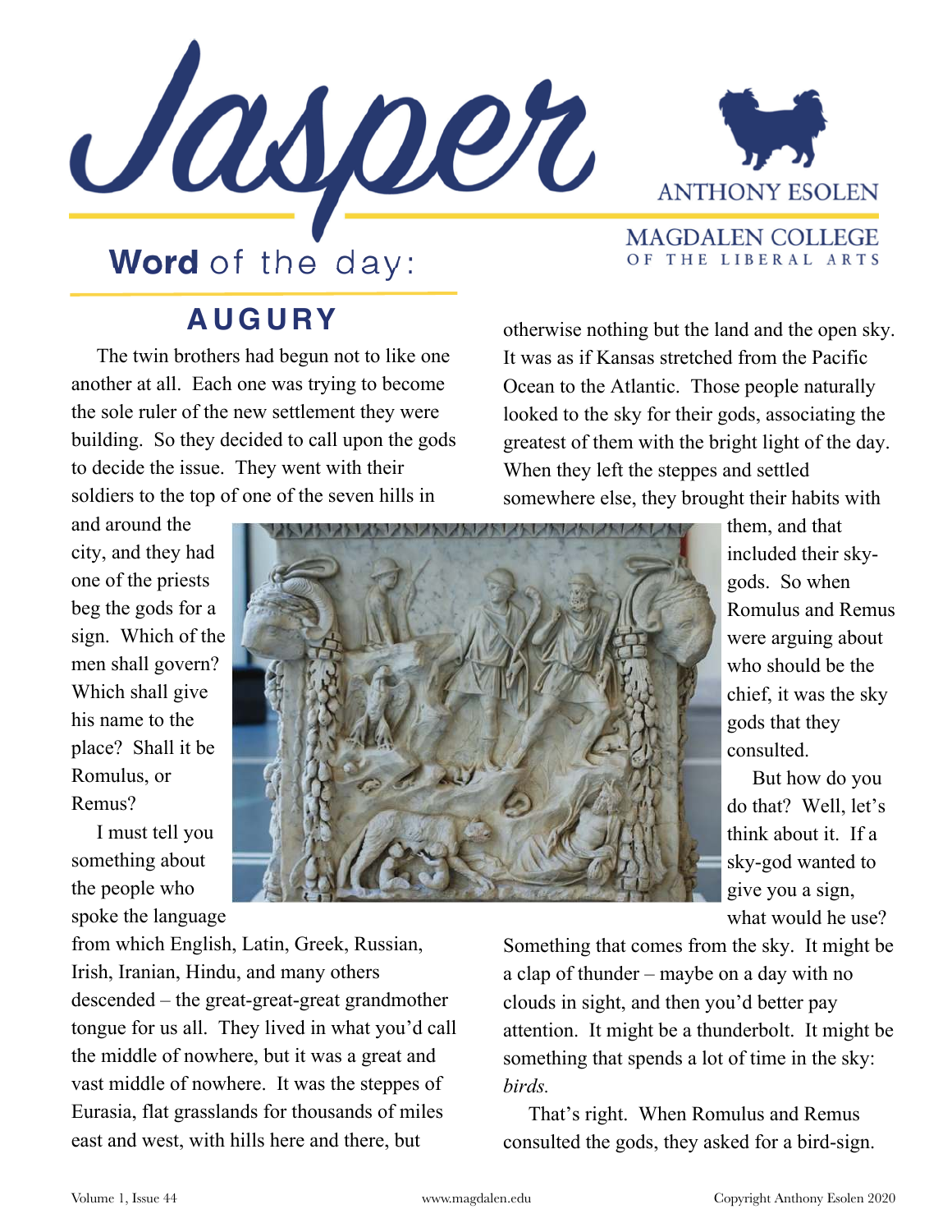# Jasper

ANTHONY ESOLEN

MAGDALEN COLLEGE OF THE LIBERAL ARTS

## Word of the day:

## AUGURY

The twin brothers had begun not to like one another at all. Each one was trying to become the sole ruler of the new settlement they were building. So they decided to call upon the gods to decide the issue. They went with their soldiers to the top of one of the seven hills in and around the city, and they had one of the priests beg the gods for a sign. Which of the men shall govern? Which shall give his name to the place? Shall it be Romulus, or Remus?

I must tell you something about the people who spoke the language from which English, Latin, Greek, Russian, Irish, Iranian, Hindu, and many others descended – the great-great-great grandmother tongue for us all. They lived in what you'd call the middle of nowhere, but it was a great and vast middle of nowhere. It was the steppes of Eurasia, flat grasslands for thousands of miles east and west, with hills here and there, but otherwise nothing but the land and the open sky. It was as if Kansas stretched from the Pacific Ocean to the Atlantic. Those people naturally looked to the sky for their gods, associating the greatest of them with the bright light of the day. When they left the steppes and settled somewhere else, they brought their habits with them, and that included their sky-gods. So when Romulus and Remus were arguing about who should be the chief, it was the sky gods that they consulted.

But how do you do that? Well, let's think about it. If a sky-god wanted to give you a sign, what would he use? Something that comes from the sky. It might be a clap of thunder – maybe on a day with no clouds in sight, and then you'd better pay attention. It might be a thunderbolt. It might be something that spends a lot of time in the sky: *birds.*

That's right. When Romulus and Remus consulted the gods, they asked for a bird-sign.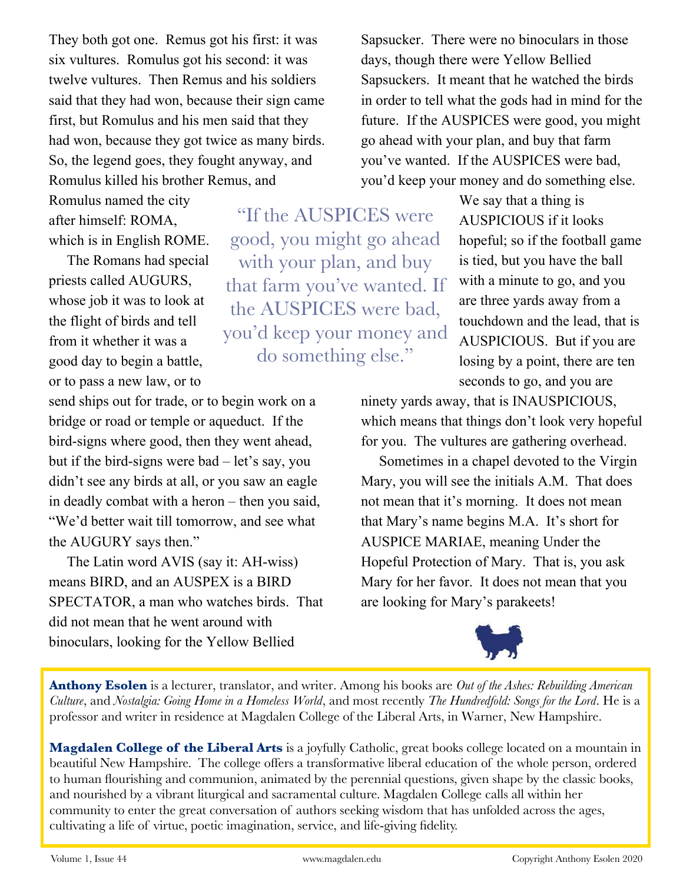They both got one. Remus got his first: it was six vultures. Romulus got his second: it was twelve vultures. Then Remus and his soldiers said that they had won, because their sign came first, but Romulus and his men said that they had won, because they got twice as many birds. So, the legend goes, they fought anyway, and Romulus killed his brother Remus, and Romulus named the city after himself: ROMA, which is in English ROME.

The Romans had special priests called AUGURS, whose job it was to look at the flight of birds and tell from it whether it was a good day to begin a battle, or to pass a new law, or to send ships out for trade, or to begin work on a bridge or road or temple or aqueduct. If the bird-signs where good, then they went ahead, but if the bird-signs were bad – let's say, you didn't see any birds at all, or you saw an eagle in deadly combat with a heron – then you said, "We'd better wait till tomorrow, and see what the AUGURY says then."

The Latin word AVIS (say it: AH-wiss) means BIRD, and an AUSPEX is a BIRD SPECTATOR, a man who watches birds. That did not mean that he went around with binoculars, looking for the Yellow Bellied Sapsucker. There were no binoculars in those days, though there were Yellow Bellied Sapsuckers. It meant that he watched the birds in order to tell what the gods had in mind for the future. If the AUSPICES were good, you might go ahead with your plan, and buy that farm you've wanted. If the AUSPICES were bad, you'd keep your money and do something else.

> "If the AUSPICES were good, you might go ahead with your plan, and buy that farm you've wanted. If the AUSPICES were bad, you'd keep your money and do something else."

We say that a thing is AUSPICIOUS if it looks hopeful; so if the football game is tied, but you have the ball with a minute to go, and you are three yards away from a touchdown and the lead, that is AUSPICIOUS. But if you are losing by a point, there are ten seconds to go, and you are ninety yards away, that is INAUSPICIOUS, which means that things don't look very hopeful for you. The vultures are gathering overhead.

Sometimes in a chapel devoted to the Virgin Mary, you will see the initials A.M. That does not mean that it's morning. It does not mean that Mary's name begins M.A. It's short for AUSPICE MARIAE, meaning Under the Hopeful Protection of Mary. That is, you ask Mary for her favor. It does not mean that you are looking for Mary's parakeets!

**Anthony Esolen** is a lecturer, translator, and writer. Among his books are *Out of the Ashes: Rebuilding American Culture*, and *Nostalgia: Going Home in a Homeless World*, and most recently *The Hundredfold: Songs for the Lord*. He is a professor and writer in residence at Magdalen College of the Liberal Arts, in Warner, New Hampshire.

**Magdalen College of the Liberal Arts** is a joyfully Catholic, great books college located on a mountain in beautiful New Hampshire. The college offers a transformative liberal education of the whole person, ordered to human flourishing and communion, animated by the perennial questions, given shape by the classic books, and nourished by a vibrant liturgical and sacramental culture. Magdalen College calls all within her community to enter the great conversation of authors seeking wisdom that has unfolded across the ages, cultivating a life of virtue, poetic imagination, service, and life-giving fidelity.

www.magdalen.edu

Copyright Anthony Esolen 2020